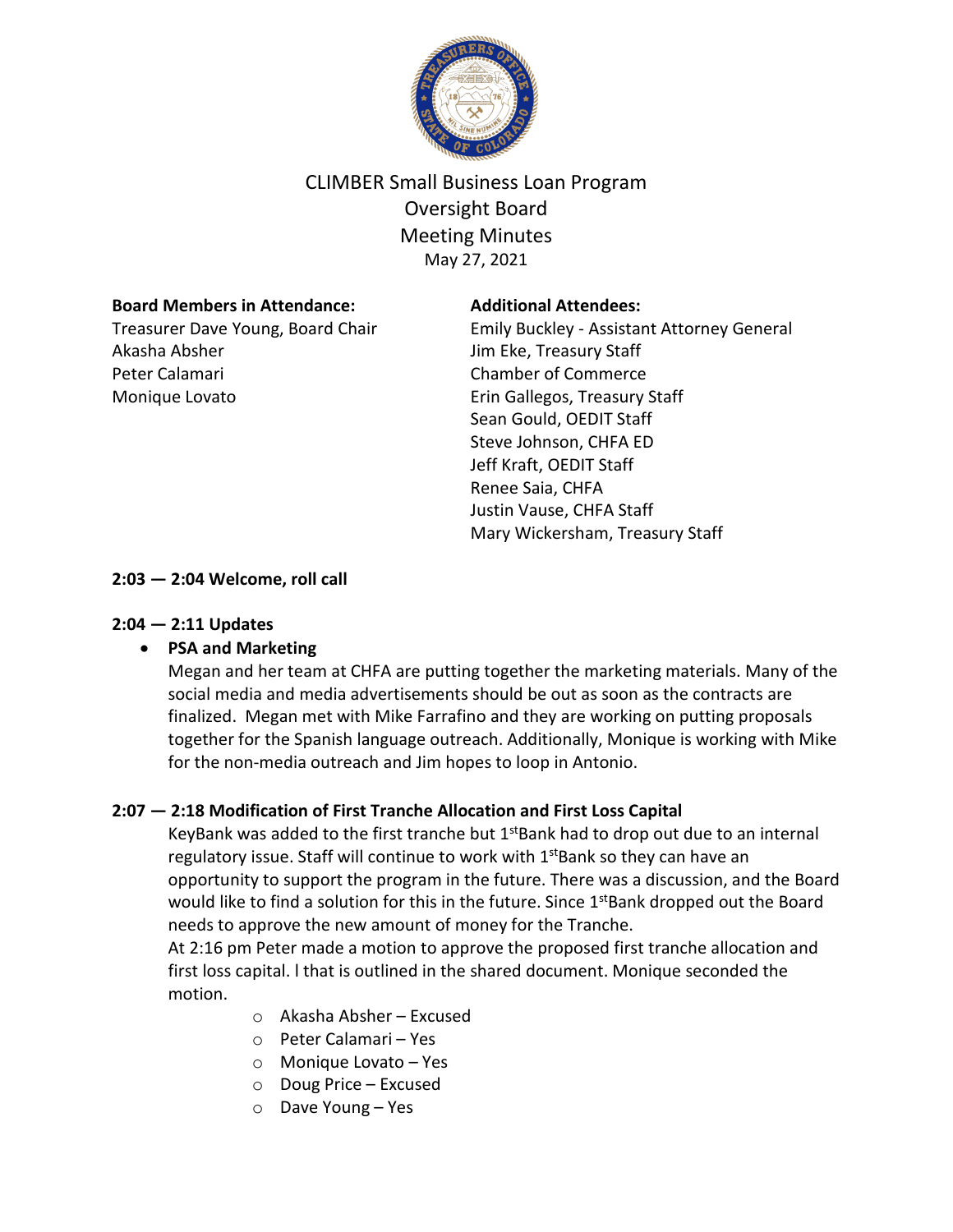# CLIMBER Small Business Loan Program
## Oversight Board
## Meeting Minutes
May 27, 2021

**Board Members in Attendance:**
Treasurer Dave Young, Board Chair
Akasha Absher
Peter Calamari
Monique Lovato

**Additional Attendees:**
Emily Buckley - Assistant Attorney General
Jim Eke, Treasury Staff
Chamber of Commerce
Erin Gallegos, Treasury Staff
Sean Gould, OEDIT Staff
Steve Johnson, CHFA ED
Jeff Kraft, OEDIT Staff
Renee Saia, CHFA
Justin Vause, CHFA Staff
Mary Wickersham, Treasury Staff

**2:03 — 2:04 Welcome, roll call**

**2:04 — 2:11 Updates**

- **PSA and Marketing**
  Megan and her team at CHFA are putting together the marketing materials. Many of the social media and media advertisements should be out as soon as the contracts are finalized. Megan met with Mike Farrafino and they are working on putting proposals together for the Spanish language outreach. Additionally, Monique is working with Mike for the non-media outreach and Jim hopes to loop in Antonio.

**2:07 — 2:18 Modification of First Tranche Allocation and First Loss Capital**

KeyBank was added to the first tranche but 1stBank had to drop out due to an internal regulatory issue. Staff will continue to work with 1stBank so they can have an opportunity to support the program in the future. There was a discussion, and the Board would like to find a solution for this in the future. Since 1stBank dropped out the Board needs to approve the new amount of money for the Tranche.
At 2:16 pm Peter made a motion to approve the proposed first tranche allocation and first loss capital. l that is outlined in the shared document. Monique seconded the motion.

- Akasha Absher – Excused
- Peter Calamari – Yes
- Monique Lovato – Yes
- Doug Price – Excused
- Dave Young – Yes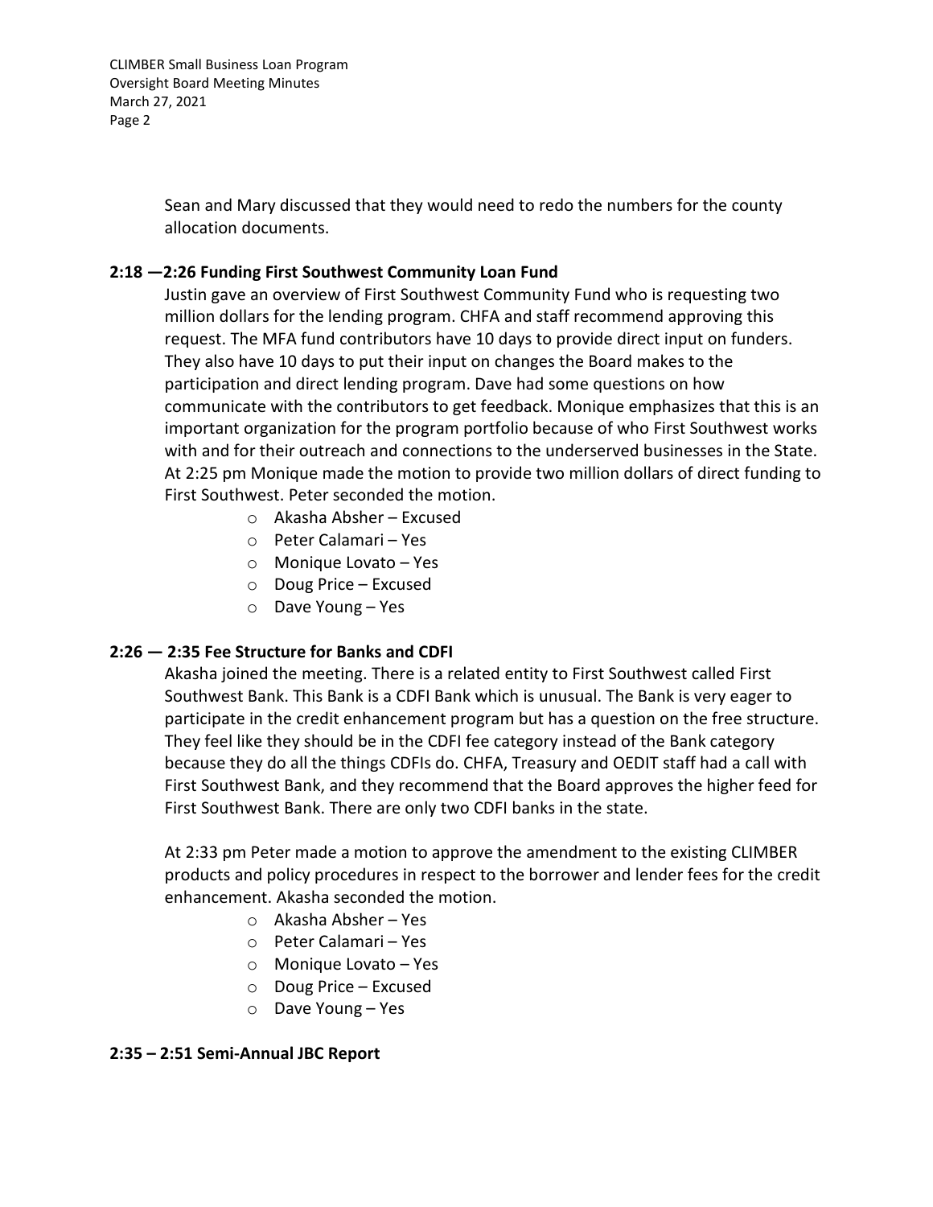Sean and Mary discussed that they would need to redo the numbers for the county allocation documents.

**2:18 —2:26 Funding First Southwest Community Loan Fund**

Justin gave an overview of First Southwest Community Fund who is requesting two million dollars for the lending program. CHFA and staff recommend approving this request. The MFA fund contributors have 10 days to provide direct input on funders. They also have 10 days to put their input on changes the Board makes to the participation and direct lending program. Dave had some questions on how communicate with the contributors to get feedback. Monique emphasizes that this is an important organization for the program portfolio because of who First Southwest works with and for their outreach and connections to the underserved businesses in the State. At 2:25 pm Monique made the motion to provide two million dollars of direct funding to First Southwest. Peter seconded the motion.

- Akasha Absher – Excused
- Peter Calamari – Yes
- Monique Lovato – Yes
- Doug Price – Excused
- Dave Young – Yes

**2:26 — 2:35 Fee Structure for Banks and CDFI**

Akasha joined the meeting. There is a related entity to First Southwest called First Southwest Bank. This Bank is a CDFI Bank which is unusual. The Bank is very eager to participate in the credit enhancement program but has a question on the free structure. They feel like they should be in the CDFI fee category instead of the Bank category because they do all the things CDFIs do. CHFA, Treasury and OEDIT staff had a call with First Southwest Bank, and they recommend that the Board approves the higher feed for First Southwest Bank. There are only two CDFI banks in the state.

At 2:33 pm Peter made a motion to approve the amendment to the existing CLIMBER products and policy procedures in respect to the borrower and lender fees for the credit enhancement. Akasha seconded the motion.

- Akasha Absher – Yes
- Peter Calamari – Yes
- Monique Lovato – Yes
- Doug Price – Excused
- Dave Young – Yes

**2:35 – 2:51 Semi-Annual JBC Report**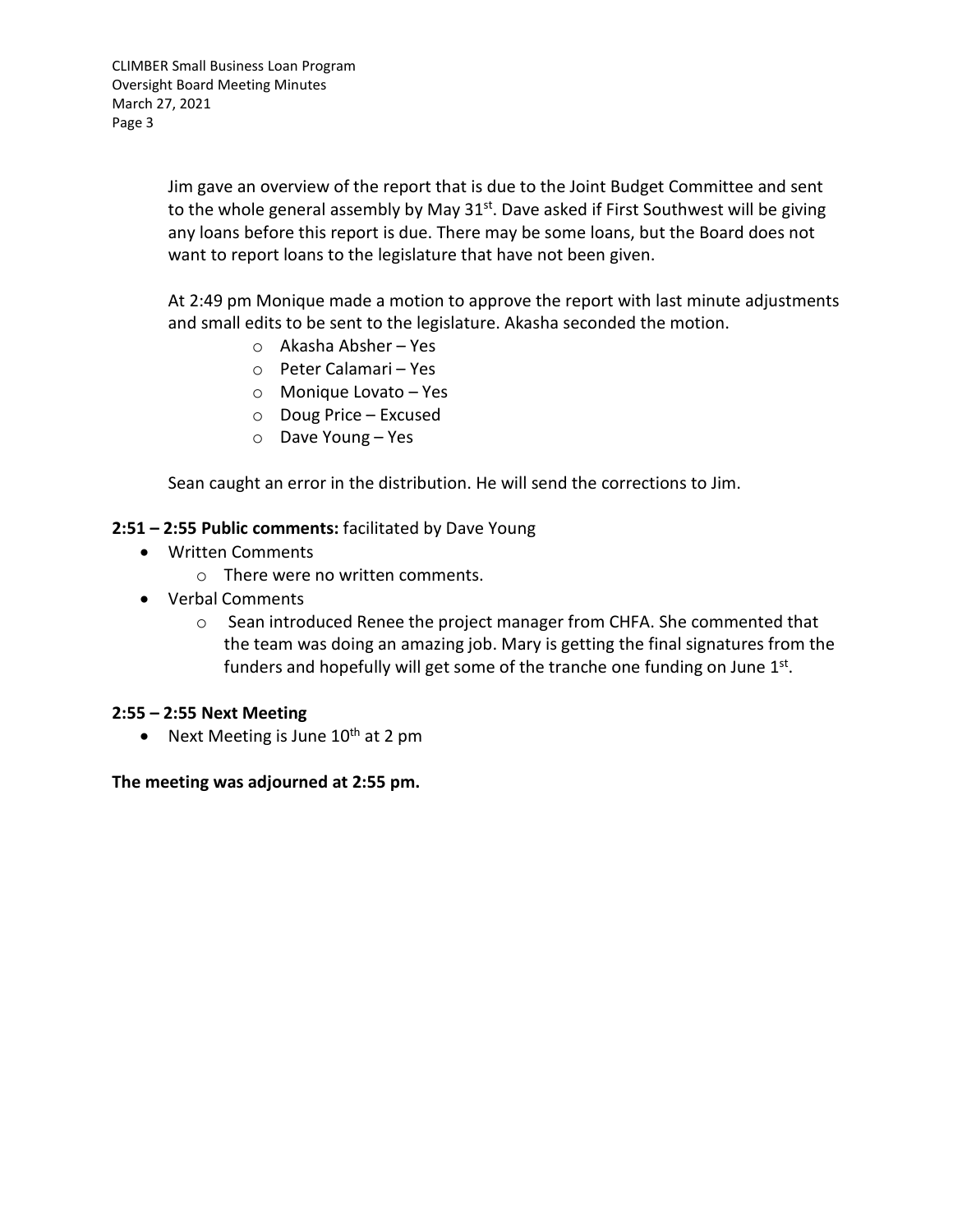Jim gave an overview of the report that is due to the Joint Budget Committee and sent to the whole general assembly by May 31st. Dave asked if First Southwest will be giving any loans before this report is due. There may be some loans, but the Board does not want to report loans to the legislature that have not been given.

At 2:49 pm Monique made a motion to approve the report with last minute adjustments and small edits to be sent to the legislature. Akasha seconded the motion.

- Akasha Absher – Yes
- Peter Calamari – Yes
- Monique Lovato – Yes
- Doug Price – Excused
- Dave Young – Yes

Sean caught an error in the distribution. He will send the corrections to Jim.

**2:51 – 2:55 Public comments:** facilitated by Dave Young

- Written Comments
  - There were no written comments.
- Verbal Comments
  - Sean introduced Renee the project manager from CHFA. She commented that the team was doing an amazing job. Mary is getting the final signatures from the funders and hopefully will get some of the tranche one funding on June 1st.

**2:55 – 2:55 Next Meeting**

- Next Meeting is June 10th at 2 pm

**The meeting was adjourned at 2:55 pm.**